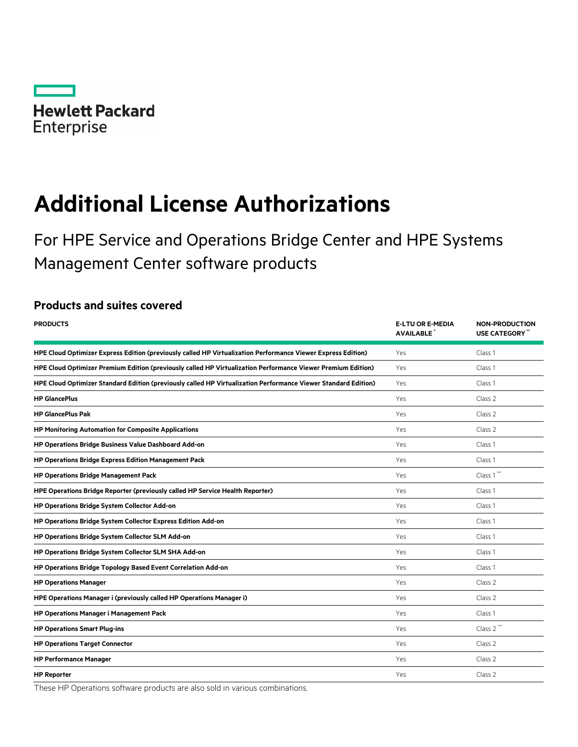Hewlett Packard Enterprise

# Additional License Authorizations

For HPE Service and Operations Bridge Center and HPE Systems Management Center software products

## Products and suites covered

| PRODUCTS | E-LTU OR E-MEDIA AVAILABLE * | NON-PRODUCTION USE CATEGORY ** |
|---|---|---|
| **HPE Cloud Optimizer Express Edition (previously called HP Virtualization Performance Viewer Express Edition)** | Yes | Class 1 |
| **HPE Cloud Optimizer Premium Edition (previously called HP Virtualization Performance Viewer Premium Edition)** | Yes | Class 1 |
| **HPE Cloud Optimizer Standard Edition (previously called HP Virtualization Performance Viewer Standard Edition)** | Yes | Class 1 |
| **HP GlancePlus** | Yes | Class 2 |
| **HP GlancePlus Pak** | Yes | Class 2 |
| **HP Monitoring Automation for Composite Applications** | Yes | Class 2 |
| **HP Operations Bridge Business Value Dashboard Add-on** | Yes | Class 1 |
| **HP Operations Bridge Express Edition Management Pack** | Yes | Class 1 |
| **HP Operations Bridge Management Pack** | Yes | Class 1 *** |
| **HPE Operations Bridge Reporter (previously called HP Service Health Reporter)** | Yes | Class 1 |
| **HP Operations Bridge System Collector Add-on** | Yes | Class 1 |
| **HP Operations Bridge System Collector Express Edition Add-on** | Yes | Class 1 |
| **HP Operations Bridge System Collector SLM Add-on** | Yes | Class 1 |
| **HP Operations Bridge System Collector SLM SHA Add-on** | Yes | Class 1 |
| **HP Operations Bridge Topology Based Event Correlation Add-on** | Yes | Class 1 |
| **HP Operations Manager** | Yes | Class 2 |
| **HPE Operations Manager i (previously called HP Operations Manager i)** | Yes | Class 2 |
| **HP Operations Manager i Management Pack** | Yes | Class 1 |
| **HP Operations Smart Plug-ins** | Yes | Class 2 *** |
| **HP Operations Target Connector** | Yes | Class 2 |
| **HP Performance Manager** | Yes | Class 2 |
| **HP Reporter** | Yes | Class 2 |

These HP Operations software products are also sold in various combinations.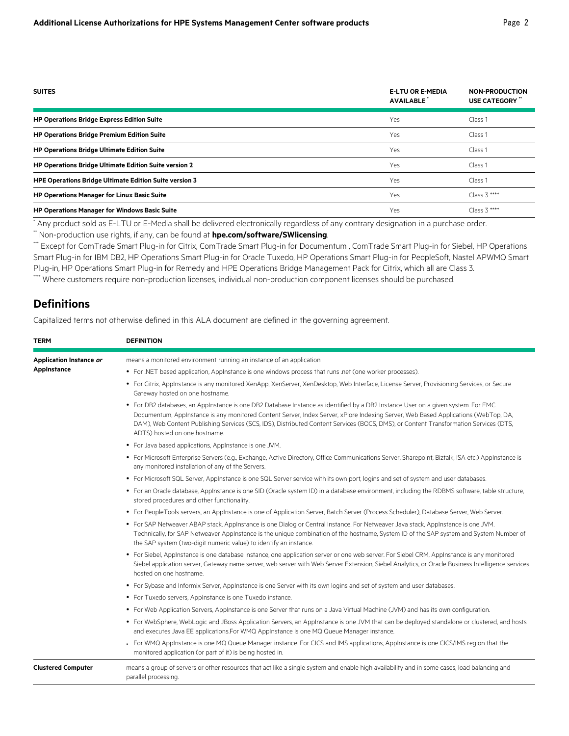| SUITES | E-LTU OR E-MEDIA AVAILABLE * | NON-PRODUCTION USE CATEGORY ** |
|---|---|---|
| **HP Operations Bridge Express Edition Suite** | Yes | Class 1 |
| **HP Operations Bridge Premium Edition Suite** | Yes | Class 1 |
| **HP Operations Bridge Ultimate Edition Suite** | Yes | Class 1 |
| **HP Operations Bridge Ultimate Edition Suite version 2** | Yes | Class 1 |
| **HPE Operations Bridge Ultimate Edition Suite version 3** | Yes | Class 1 |
| **HP Operations Manager for Linux Basic Suite** | Yes | Class 3 **** |
| **HP Operations Manager for Windows Basic Suite** | Yes | Class 3 **** |

* Any product sold as E-LTU or E-Media shall be delivered electronically regardless of any contrary designation in a purchase order.

** Non-production use rights, if any, can be found at **hpe.com/software/SWlicensing**.

*** Except for ComTrade Smart Plug-in for Citrix, ComTrade Smart Plug-in for Documentum , ComTrade Smart Plug-in for Siebel, HP Operations Smart Plug-in for IBM DB2, HP Operations Smart Plug-in for Oracle Tuxedo, HP Operations Smart Plug-in for PeopleSoft, Nastel APWMQ Smart Plug-in, HP Operations Smart Plug-in for Remedy and HPE Operations Bridge Management Pack for Citrix, which all are Class 3.

**** Where customers require non-production licenses, individual non-production component licenses should be purchased.

## Definitions

Capitalized terms not otherwise defined in this ALA document are defined in the governing agreement.

| TERM | DEFINITION |
|---|---|
| **Application Instance *or* AppInstance** | means a monitored environment running an instance of an application<br>• For .NET based application, AppInstance is one windows process that runs .net (one worker processes).<br>• For Citrix, AppInstance is any monitored XenApp, XenServer, XenDesktop, Web Interface, License Server, Provisioning Services, or Secure Gateway hosted on one hostname.<br>• For DB2 databases, an AppInstance is one DB2 Database Instance as identified by a DB2 Instance User on a given system. For EMC Documentum, AppInstance is any monitored Content Server, Index Server, xPlore Indexing Server, Web Based Applications (WebTop, DA, DAM), Web Content Publishing Services (SCS, IDS), Distributed Content Services (BOCS, DMS), or Content Transformation Services (DTS, ADTS) hosted on one hostname.<br>• For Java based applications, AppInstance is one JVM.<br>• For Microsoft Enterprise Servers (e.g., Exchange, Active Directory, Office Communications Server, Sharepoint, Biztalk, ISA etc.) AppInstance is any monitored installation of any of the Servers.<br>• For Microsoft SQL Server, AppInstance is one SQL Server service with its own port, logins and set of system and user databases.<br>• For an Oracle database, AppInstance is one SID (Oracle system ID) in a database environment, including the RDBMS software, table structure, stored procedures and other functionality.<br>• For PeopleTools servers, an AppInstance is one of Application Server, Batch Server (Process Scheduler), Database Server, Web Server.<br>• For SAP Netweaver ABAP stack, AppInstance is one Dialog or Central Instance. For Netweaver Java stack, AppInstance is one JVM. Technically, for SAP Netweaver AppInstance is the unique combination of the hostname, System ID of the SAP system and System Number of the SAP system (two-digit numeric value) to identify an instance.<br>• For Siebel, AppInstance is one database instance, one application server or one web server. For Siebel CRM, AppInstance is any monitored Siebel application server, Gateway name server, web server with Web Server Extension, Siebel Analytics, or Oracle Business Intelligence services hosted on one hostname.<br>• For Sybase and Informix Server, AppInstance is one Server with its own logins and set of system and user databases.<br>• For Tuxedo servers, AppInstance is one Tuxedo instance.<br>• For Web Application Servers, AppInstance is one Server that runs on a Java Virtual Machine (JVM) and has its own configuration.<br>• For WebSphere, WebLogic and JBoss Application Servers, an AppInstance is one JVM that can be deployed standalone or clustered, and hosts and executes Java EE applications.For WMQ AppInstance is one MQ Queue Manager instance.<br>• For WMQ AppInstance is one MQ Queue Manager instance. For CICS and IMS applications, AppInstance is one CICS/IMS region that the monitored application (or part of it) is being hosted in. |
| **Clustered Computer** | means a group of servers or other resources that act like a single system and enable high availability and in some cases, load balancing and parallel processing. |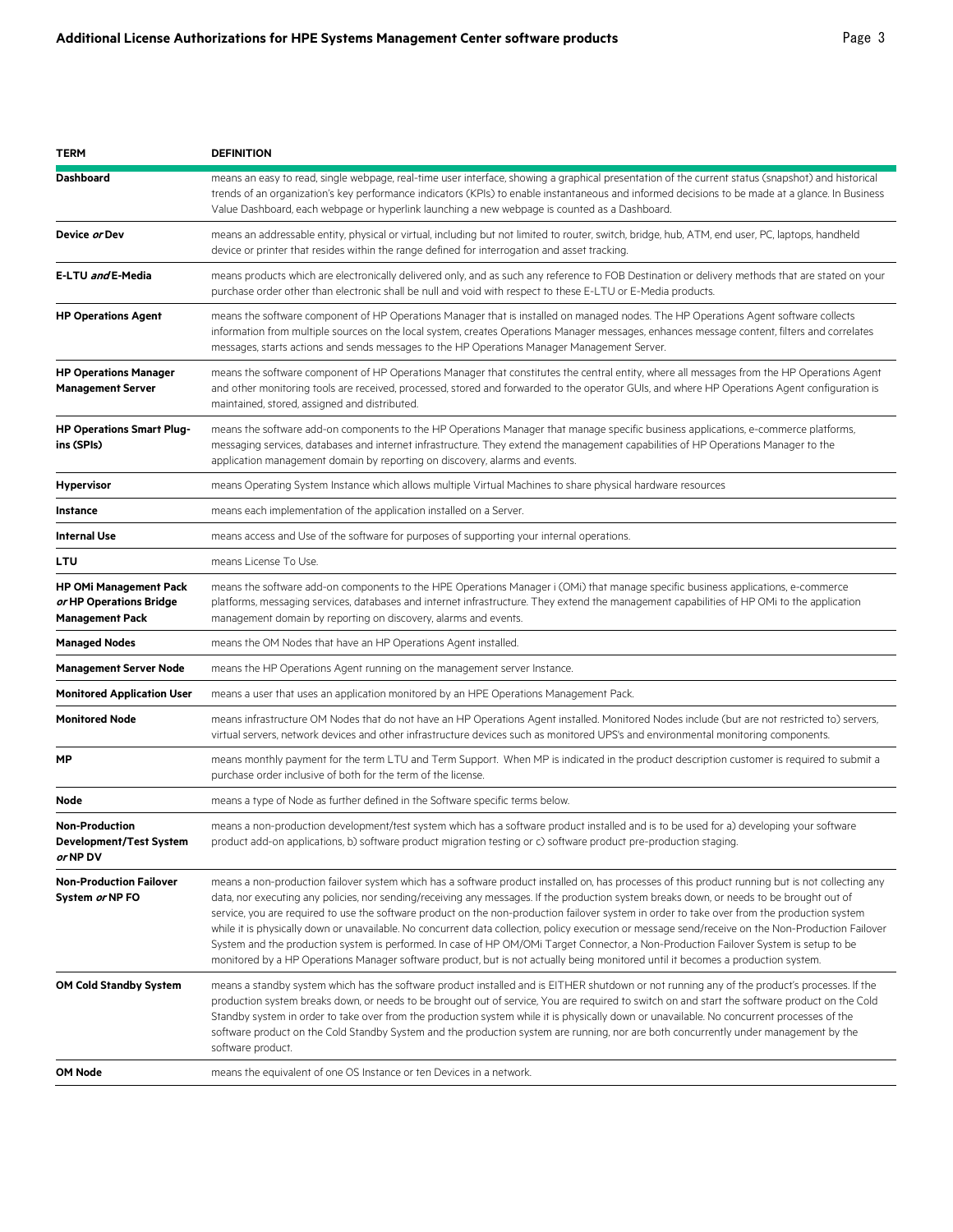| TERM | DEFINITION |
| --- | --- |
| **Dashboard** | means an easy to read, single webpage, real-time user interface, showing a graphical presentation of the current status (snapshot) and historical trends of an organization's key performance indicators (KPIs) to enable instantaneous and informed decisions to be made at a glance. In Business Value Dashboard, each webpage or hyperlink launching a new webpage is counted as a Dashboard. |
| **Device *or* Dev** | means an addressable entity, physical or virtual, including but not limited to router, switch, bridge, hub, ATM, end user, PC, laptops, handheld device or printer that resides within the range defined for interrogation and asset tracking. |
| **E-LTU *and* E-Media** | means products which are electronically delivered only, and as such any reference to FOB Destination or delivery methods that are stated on your purchase order other than electronic shall be null and void with respect to these E-LTU or E-Media products. |
| **HP Operations Agent** | means the software component of HP Operations Manager that is installed on managed nodes. The HP Operations Agent software collects information from multiple sources on the local system, creates Operations Manager messages, enhances message content, filters and correlates messages, starts actions and sends messages to the HP Operations Manager Management Server. |
| **HP Operations Manager Management Server** | means the software component of HP Operations Manager that constitutes the central entity, where all messages from the HP Operations Agent and other monitoring tools are received, processed, stored and forwarded to the operator GUIs, and where HP Operations Agent configuration is maintained, stored, assigned and distributed. |
| **HP Operations Smart Plug-ins (SPIs)** | means the software add-on components to the HP Operations Manager that manage specific business applications, e-commerce platforms, messaging services, databases and internet infrastructure. They extend the management capabilities of HP Operations Manager to the application management domain by reporting on discovery, alarms and events. |
| **Hypervisor** | means Operating System Instance which allows multiple Virtual Machines to share physical hardware resources |
| **Instance** | means each implementation of the application installed on a Server. |
| **Internal Use** | means access and Use of the software for purposes of supporting your internal operations. |
| **LTU** | means License To Use. |
| **HP OMi Management Pack *or* HP Operations Bridge Management Pack** | means the software add-on components to the HPE Operations Manager i (OMi) that manage specific business applications, e-commerce platforms, messaging services, databases and internet infrastructure. They extend the management capabilities of HP OMi to the application management domain by reporting on discovery, alarms and events. |
| **Managed Nodes** | means the OM Nodes that have an HP Operations Agent installed. |
| **Management Server Node** | means the HP Operations Agent running on the management server Instance. |
| **Monitored Application User** | means a user that uses an application monitored by an HPE Operations Management Pack. |
| **Monitored Node** | means infrastructure OM Nodes that do not have an HP Operations Agent installed. Monitored Nodes include (but are not restricted to) servers, virtual servers, network devices and other infrastructure devices such as monitored UPS's and environmental monitoring components. |
| **MP** | means monthly payment for the term LTU and Term Support. When MP is indicated in the product description customer is required to submit a purchase order inclusive of both for the term of the license. |
| **Node** | means a type of Node as further defined in the Software specific terms below. |
| **Non-Production Development/Test System *or* NP DV** | means a non-production development/test system which has a software product installed and is to be used for a) developing your software product add-on applications, b) software product migration testing or c) software product pre-production staging. |
| **Non-Production Failover System *or* NP FO** | means a non-production failover system which has a software product installed on, has processes of this product running but is not collecting any data, nor executing any policies, nor sending/receiving any messages. If the production system breaks down, or needs to be brought out of service, you are required to use the software product on the non-production failover system in order to take over from the production system while it is physically down or unavailable. No concurrent data collection, policy execution or message send/receive on the Non-Production Failover System and the production system is performed. In case of HP OM/OMi Target Connector, a Non-Production Failover System is setup to be monitored by a HP Operations Manager software product, but is not actually being monitored until it becomes a production system. |
| **OM Cold Standby System** | means a standby system which has the software product installed and is EITHER shutdown or not running any of the product's processes. If the production system breaks down, or needs to be brought out of service, You are required to switch on and start the software product on the Cold Standby system in order to take over from the production system while it is physically down or unavailable. No concurrent processes of the software product on the Cold Standby System and the production system are running, nor are both concurrently under management by the software product. |
| **OM Node** | means the equivalent of one OS Instance or ten Devices in a network. |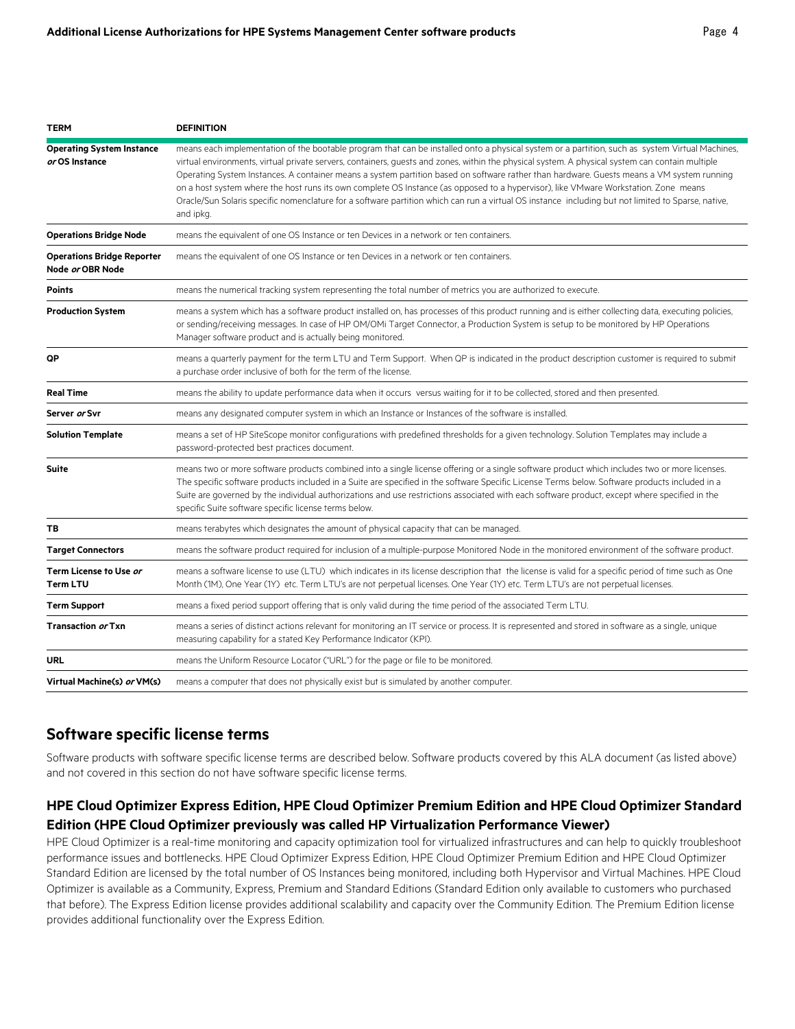| TERM | DEFINITION |
|---|---|
| **Operating System Instance *or* OS Instance** | means each implementation of the bootable program that can be installed onto a physical system or a partition, such as system Virtual Machines, virtual environments, virtual private servers, containers, guests and zones, within the physical system. A physical system can contain multiple Operating System Instances. A container means a system partition based on software rather than hardware. Guests means a VM system running on a host system where the host runs its own complete OS Instance (as opposed to a hypervisor), like VMware Workstation. Zone means Oracle/Sun Solaris specific nomenclature for a software partition which can run a virtual OS instance including but not limited to Sparse, native, and ipkg. |
| **Operations Bridge Node** | means the equivalent of one OS Instance or ten Devices in a network or ten containers. |
| **Operations Bridge Reporter Node *or* OBR Node** | means the equivalent of one OS Instance or ten Devices in a network or ten containers. |
| **Points** | means the numerical tracking system representing the total number of metrics you are authorized to execute. |
| **Production System** | means a system which has a software product installed on, has processes of this product running and is either collecting data, executing policies, or sending/receiving messages. In case of HP OM/OMi Target Connector, a Production System is setup to be monitored by HP Operations Manager software product and is actually being monitored. |
| **QP** | means a quarterly payment for the term LTU and Term Support. When QP is indicated in the product description customer is required to submit a purchase order inclusive of both for the term of the license. |
| **Real Time** | means the ability to update performance data when it occurs versus waiting for it to be collected, stored and then presented. |
| **Server *or* Svr** | means any designated computer system in which an Instance or Instances of the software is installed. |
| **Solution Template** | means a set of HP SiteScope monitor configurations with predefined thresholds for a given technology. Solution Templates may include a password-protected best practices document. |
| **Suite** | means two or more software products combined into a single license offering or a single software product which includes two or more licenses. The specific software products included in a Suite are specified in the software Specific License Terms below. Software products included in a Suite are governed by the individual authorizations and use restrictions associated with each software product, except where specified in the specific Suite software specific license terms below. |
| **TB** | means terabytes which designates the amount of physical capacity that can be managed. |
| **Target Connectors** | means the software product required for inclusion of a multiple-purpose Monitored Node in the monitored environment of the software product. |
| **Term License to Use *or* Term LTU** | means a software license to use (LTU) which indicates in its license description that the license is valid for a specific period of time such as One Month (1M), One Year (1Y) etc. Term LTU's are not perpetual licenses. One Year (1Y) etc. Term LTU's are not perpetual licenses. |
| **Term Support** | means a fixed period support offering that is only valid during the time period of the associated Term LTU. |
| **Transaction *or* Txn** | means a series of distinct actions relevant for monitoring an IT service or process. It is represented and stored in software as a single, unique measuring capability for a stated Key Performance Indicator (KPI). |
| **URL** | means the Uniform Resource Locator ("URL") for the page or file to be monitored. |
| **Virtual Machine(s) *or* VM(s)** | means a computer that does not physically exist but is simulated by another computer. |

## Software specific license terms

Software products with software specific license terms are described below. Software products covered by this ALA document (as listed above) and not covered in this section do not have software specific license terms.

### HPE Cloud Optimizer Express Edition, HPE Cloud Optimizer Premium Edition and HPE Cloud Optimizer Standard Edition (HPE Cloud Optimizer previously was called HP Virtualization Performance Viewer)

HPE Cloud Optimizer is a real-time monitoring and capacity optimization tool for virtualized infrastructures and can help to quickly troubleshoot performance issues and bottlenecks. HPE Cloud Optimizer Express Edition, HPE Cloud Optimizer Premium Edition and HPE Cloud Optimizer Standard Edition are licensed by the total number of OS Instances being monitored, including both Hypervisor and Virtual Machines. HPE Cloud Optimizer is available as a Community, Express, Premium and Standard Editions (Standard Edition only available to customers who purchased that before). The Express Edition license provides additional scalability and capacity over the Community Edition. The Premium Edition license provides additional functionality over the Express Edition.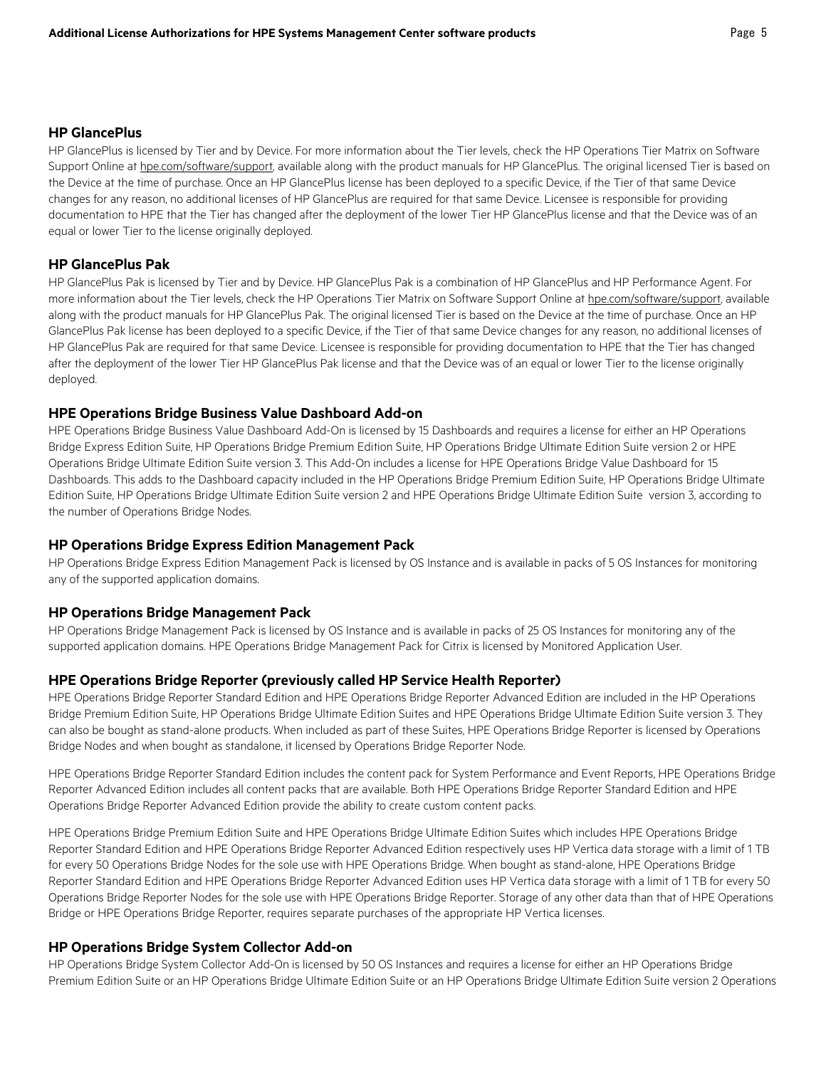## HP GlancePlus

HP GlancePlus is licensed by Tier and by Device. For more information about the Tier levels, check the HP Operations Tier Matrix on Software Support Online at hpe.com/software/support, available along with the product manuals for HP GlancePlus. The original licensed Tier is based on the Device at the time of purchase. Once an HP GlancePlus license has been deployed to a specific Device, if the Tier of that same Device changes for any reason, no additional licenses of HP GlancePlus are required for that same Device. Licensee is responsible for providing documentation to HPE that the Tier has changed after the deployment of the lower Tier HP GlancePlus license and that the Device was of an equal or lower Tier to the license originally deployed.

## HP GlancePlus Pak

HP GlancePlus Pak is licensed by Tier and by Device. HP GlancePlus Pak is a combination of HP GlancePlus and HP Performance Agent. For more information about the Tier levels, check the HP Operations Tier Matrix on Software Support Online at hpe.com/software/support, available along with the product manuals for HP GlancePlus Pak. The original licensed Tier is based on the Device at the time of purchase. Once an HP GlancePlus Pak license has been deployed to a specific Device, if the Tier of that same Device changes for any reason, no additional licenses of HP GlancePlus Pak are required for that same Device. Licensee is responsible for providing documentation to HPE that the Tier has changed after the deployment of the lower Tier HP GlancePlus Pak license and that the Device was of an equal or lower Tier to the license originally deployed.

## HPE Operations Bridge Business Value Dashboard Add-on

HPE Operations Bridge Business Value Dashboard Add-On is licensed by 15 Dashboards and requires a license for either an HP Operations Bridge Express Edition Suite, HP Operations Bridge Premium Edition Suite, HP Operations Bridge Ultimate Edition Suite version 2 or HPE Operations Bridge Ultimate Edition Suite version 3. This Add-On includes a license for HPE Operations Bridge Value Dashboard for 15 Dashboards. This adds to the Dashboard capacity included in the HP Operations Bridge Premium Edition Suite, HP Operations Bridge Ultimate Edition Suite, HP Operations Bridge Ultimate Edition Suite version 2 and HPE Operations Bridge Ultimate Edition Suite version 3, according to the number of Operations Bridge Nodes.

## HP Operations Bridge Express Edition Management Pack

HP Operations Bridge Express Edition Management Pack is licensed by OS Instance and is available in packs of 5 OS Instances for monitoring any of the supported application domains.

## HP Operations Bridge Management Pack

HP Operations Bridge Management Pack is licensed by OS Instance and is available in packs of 25 OS Instances for monitoring any of the supported application domains. HPE Operations Bridge Management Pack for Citrix is licensed by Monitored Application User.

## HPE Operations Bridge Reporter (previously called HP Service Health Reporter)

HPE Operations Bridge Reporter Standard Edition and HPE Operations Bridge Reporter Advanced Edition are included in the HP Operations Bridge Premium Edition Suite, HP Operations Bridge Ultimate Edition Suites and HPE Operations Bridge Ultimate Edition Suite version 3. They can also be bought as stand-alone products. When included as part of these Suites, HPE Operations Bridge Reporter is licensed by Operations Bridge Nodes and when bought as standalone, it licensed by Operations Bridge Reporter Node.

HPE Operations Bridge Reporter Standard Edition includes the content pack for System Performance and Event Reports, HPE Operations Bridge Reporter Advanced Edition includes all content packs that are available. Both HPE Operations Bridge Reporter Standard Edition and HPE Operations Bridge Reporter Advanced Edition provide the ability to create custom content packs.

HPE Operations Bridge Premium Edition Suite and HPE Operations Bridge Ultimate Edition Suites which includes HPE Operations Bridge Reporter Standard Edition and HPE Operations Bridge Reporter Advanced Edition respectively uses HP Vertica data storage with a limit of 1 TB for every 50 Operations Bridge Nodes for the sole use with HPE Operations Bridge. When bought as stand-alone, HPE Operations Bridge Reporter Standard Edition and HPE Operations Bridge Reporter Advanced Edition uses HP Vertica data storage with a limit of 1 TB for every 50 Operations Bridge Reporter Nodes for the sole use with HPE Operations Bridge Reporter. Storage of any other data than that of HPE Operations Bridge or HPE Operations Bridge Reporter, requires separate purchases of the appropriate HP Vertica licenses.

## HP Operations Bridge System Collector Add-on

HP Operations Bridge System Collector Add-On is licensed by 50 OS Instances and requires a license for either an HP Operations Bridge Premium Edition Suite or an HP Operations Bridge Ultimate Edition Suite or an HP Operations Bridge Ultimate Edition Suite version 2 Operations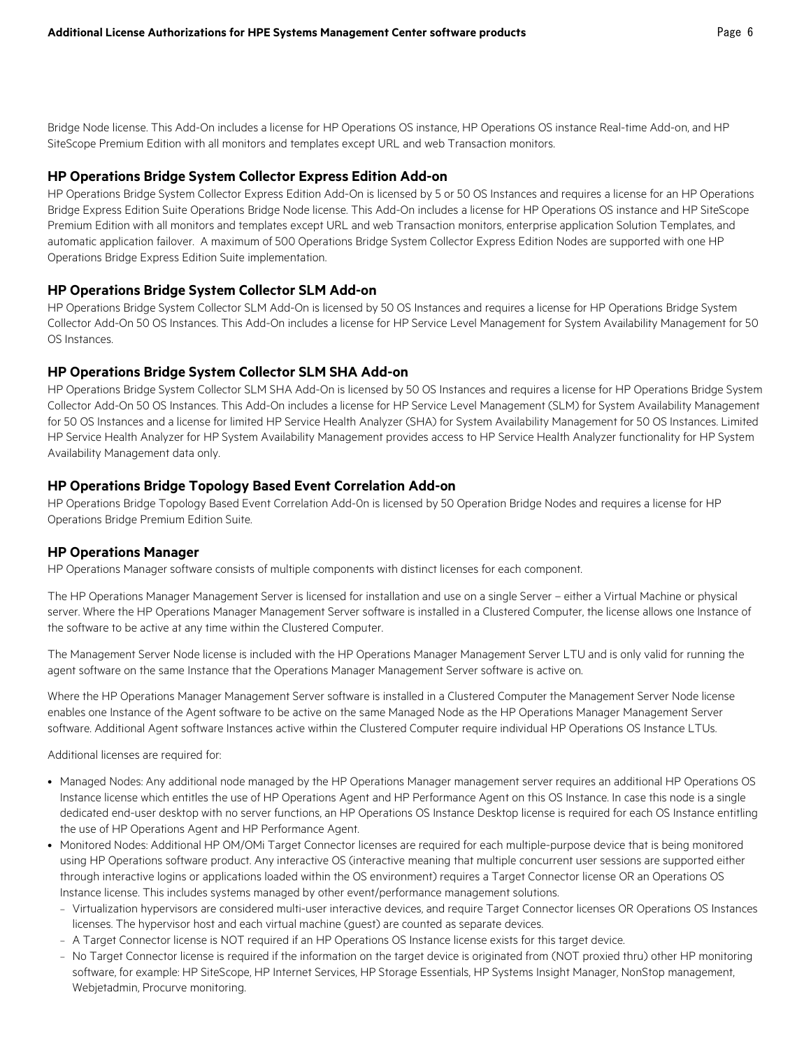Bridge Node license. This Add-On includes a license for HP Operations OS instance, HP Operations OS instance Real-time Add-on, and HP SiteScope Premium Edition with all monitors and templates except URL and web Transaction monitors.

### HP Operations Bridge System Collector Express Edition Add-on

HP Operations Bridge System Collector Express Edition Add-On is licensed by 5 or 50 OS Instances and requires a license for an HP Operations Bridge Express Edition Suite Operations Bridge Node license. This Add-On includes a license for HP Operations OS instance and HP SiteScope Premium Edition with all monitors and templates except URL and web Transaction monitors, enterprise application Solution Templates, and automatic application failover. A maximum of 500 Operations Bridge System Collector Express Edition Nodes are supported with one HP Operations Bridge Express Edition Suite implementation.

### HP Operations Bridge System Collector SLM Add-on

HP Operations Bridge System Collector SLM Add-On is licensed by 50 OS Instances and requires a license for HP Operations Bridge System Collector Add-On 50 OS Instances. This Add-On includes a license for HP Service Level Management for System Availability Management for 50 OS Instances.

### HP Operations Bridge System Collector SLM SHA Add-on

HP Operations Bridge System Collector SLM SHA Add-On is licensed by 50 OS Instances and requires a license for HP Operations Bridge System Collector Add-On 50 OS Instances. This Add-On includes a license for HP Service Level Management (SLM) for System Availability Management for 50 OS Instances and a license for limited HP Service Health Analyzer (SHA) for System Availability Management for 50 OS Instances. Limited HP Service Health Analyzer for HP System Availability Management provides access to HP Service Health Analyzer functionality for HP System Availability Management data only.

### HP Operations Bridge Topology Based Event Correlation Add-on

HP Operations Bridge Topology Based Event Correlation Add-0n is licensed by 50 Operation Bridge Nodes and requires a license for HP Operations Bridge Premium Edition Suite.

### HP Operations Manager

HP Operations Manager software consists of multiple components with distinct licenses for each component.

The HP Operations Manager Management Server is licensed for installation and use on a single Server – either a Virtual Machine or physical server. Where the HP Operations Manager Management Server software is installed in a Clustered Computer, the license allows one Instance of the software to be active at any time within the Clustered Computer.

The Management Server Node license is included with the HP Operations Manager Management Server LTU and is only valid for running the agent software on the same Instance that the Operations Manager Management Server software is active on.

Where the HP Operations Manager Management Server software is installed in a Clustered Computer the Management Server Node license enables one Instance of the Agent software to be active on the same Managed Node as the HP Operations Manager Management Server software. Additional Agent software Instances active within the Clustered Computer require individual HP Operations OS Instance LTUs.

Additional licenses are required for:

- Managed Nodes: Any additional node managed by the HP Operations Manager management server requires an additional HP Operations OS Instance license which entitles the use of HP Operations Agent and HP Performance Agent on this OS Instance. In case this node is a single dedicated end-user desktop with no server functions, an HP Operations OS Instance Desktop license is required for each OS Instance entitling the use of HP Operations Agent and HP Performance Agent.
- Monitored Nodes: Additional HP OM/OMi Target Connector licenses are required for each multiple-purpose device that is being monitored using HP Operations software product. Any interactive OS (interactive meaning that multiple concurrent user sessions are supported either through interactive logins or applications loaded within the OS environment) requires a Target Connector license OR an Operations OS Instance license. This includes systems managed by other event/performance management solutions.
  - Virtualization hypervisors are considered multi-user interactive devices, and require Target Connector licenses OR Operations OS Instances licenses. The hypervisor host and each virtual machine (guest) are counted as separate devices.
  - A Target Connector license is NOT required if an HP Operations OS Instance license exists for this target device.
  - No Target Connector license is required if the information on the target device is originated from (NOT proxied thru) other HP monitoring software, for example: HP SiteScope, HP Internet Services, HP Storage Essentials, HP Systems Insight Manager, NonStop management, Webjetadmin, Procurve monitoring.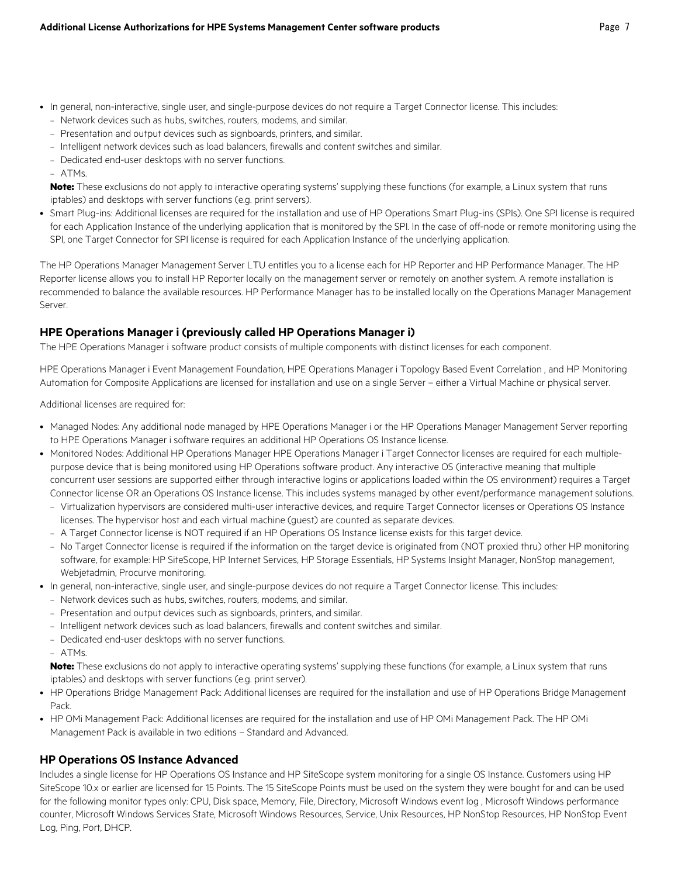- In general, non-interactive, single user, and single-purpose devices do not require a Target Connector license. This includes:
  - Network devices such as hubs, switches, routers, modems, and similar.
  - Presentation and output devices such as signboards, printers, and similar.
  - Intelligent network devices such as load balancers, firewalls and content switches and similar.
  - Dedicated end-user desktops with no server functions.
  - ATMs.

  **Note:** These exclusions do not apply to interactive operating systems' supplying these functions (for example, a Linux system that runs iptables) and desktops with server functions (e.g. print servers).
- Smart Plug-ins: Additional licenses are required for the installation and use of HP Operations Smart Plug-ins (SPIs). One SPI license is required for each Application Instance of the underlying application that is monitored by the SPI. In the case of off-node or remote monitoring using the SPI, one Target Connector for SPI license is required for each Application Instance of the underlying application.

The HP Operations Manager Management Server LTU entitles you to a license each for HP Reporter and HP Performance Manager. The HP Reporter license allows you to install HP Reporter locally on the management server or remotely on another system. A remote installation is recommended to balance the available resources. HP Performance Manager has to be installed locally on the Operations Manager Management Server.

### HPE Operations Manager i (previously called HP Operations Manager i)

The HPE Operations Manager i software product consists of multiple components with distinct licenses for each component.

HPE Operations Manager i Event Management Foundation, HPE Operations Manager i Topology Based Event Correlation , and HP Monitoring Automation for Composite Applications are licensed for installation and use on a single Server – either a Virtual Machine or physical server.

Additional licenses are required for:

- Managed Nodes: Any additional node managed by HPE Operations Manager i or the HP Operations Manager Management Server reporting to HPE Operations Manager i software requires an additional HP Operations OS Instance license.
- Monitored Nodes: Additional HP Operations Manager HPE Operations Manager i Target Connector licenses are required for each multiple-purpose device that is being monitored using HP Operations software product. Any interactive OS (interactive meaning that multiple concurrent user sessions are supported either through interactive logins or applications loaded within the OS environment) requires a Target Connector license OR an Operations OS Instance license. This includes systems managed by other event/performance management solutions.
  - Virtualization hypervisors are considered multi-user interactive devices, and require Target Connector licenses or Operations OS Instance licenses. The hypervisor host and each virtual machine (guest) are counted as separate devices.
  - A Target Connector license is NOT required if an HP Operations OS Instance license exists for this target device.
  - No Target Connector license is required if the information on the target device is originated from (NOT proxied thru) other HP monitoring software, for example: HP SiteScope, HP Internet Services, HP Storage Essentials, HP Systems Insight Manager, NonStop management, Webjetadmin, Procurve monitoring.
- In general, non-interactive, single user, and single-purpose devices do not require a Target Connector license. This includes:
  - Network devices such as hubs, switches, routers, modems, and similar.
  - Presentation and output devices such as signboards, printers, and similar.
  - Intelligent network devices such as load balancers, firewalls and content switches and similar.
  - Dedicated end-user desktops with no server functions.
  - ATMs.

  **Note:** These exclusions do not apply to interactive operating systems' supplying these functions (for example, a Linux system that runs iptables) and desktops with server functions (e.g. print server).
- HP Operations Bridge Management Pack: Additional licenses are required for the installation and use of HP Operations Bridge Management Pack.
- HP OMi Management Pack: Additional licenses are required for the installation and use of HP OMi Management Pack. The HP OMi Management Pack is available in two editions – Standard and Advanced.

### HP Operations OS Instance Advanced

Includes a single license for HP Operations OS Instance and HP SiteScope system monitoring for a single OS Instance. Customers using HP SiteScope 10.x or earlier are licensed for 15 Points. The 15 SiteScope Points must be used on the system they were bought for and can be used for the following monitor types only: CPU, Disk space, Memory, File, Directory, Microsoft Windows event log , Microsoft Windows performance counter, Microsoft Windows Services State, Microsoft Windows Resources, Service, Unix Resources, HP NonStop Resources, HP NonStop Event Log, Ping, Port, DHCP.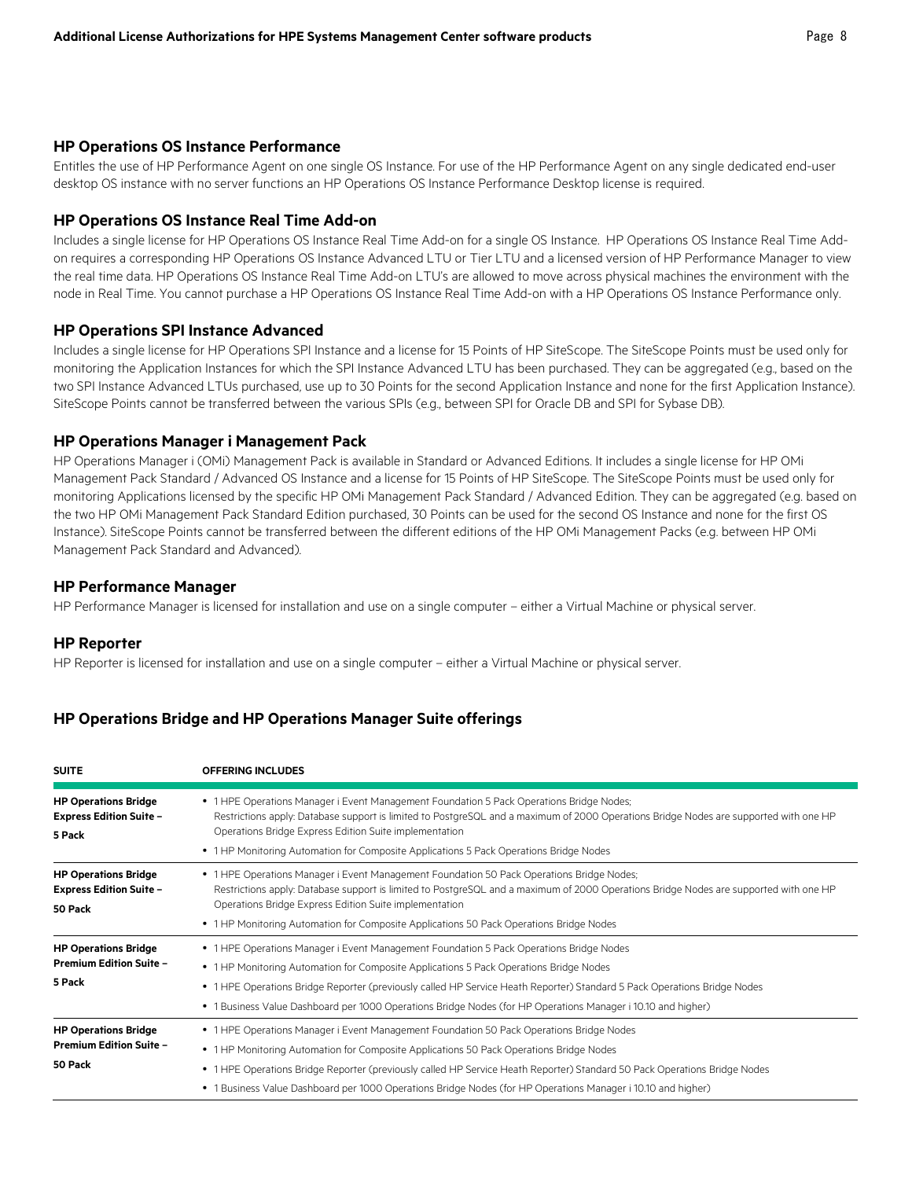### HP Operations OS Instance Performance

Entitles the use of HP Performance Agent on one single OS Instance. For use of the HP Performance Agent on any single dedicated end-user desktop OS instance with no server functions an HP Operations OS Instance Performance Desktop license is required.

### HP Operations OS Instance Real Time Add-on

Includes a single license for HP Operations OS Instance Real Time Add-on for a single OS Instance. HP Operations OS Instance Real Time Add-on requires a corresponding HP Operations OS Instance Advanced LTU or Tier LTU and a licensed version of HP Performance Manager to view the real time data. HP Operations OS Instance Real Time Add-on LTU's are allowed to move across physical machines the environment with the node in Real Time. You cannot purchase a HP Operations OS Instance Real Time Add-on with a HP Operations OS Instance Performance only.

### HP Operations SPI Instance Advanced

Includes a single license for HP Operations SPI Instance and a license for 15 Points of HP SiteScope. The SiteScope Points must be used only for monitoring the Application Instances for which the SPI Instance Advanced LTU has been purchased. They can be aggregated (e.g., based on the two SPI Instance Advanced LTUs purchased, use up to 30 Points for the second Application Instance and none for the first Application Instance). SiteScope Points cannot be transferred between the various SPIs (e.g., between SPI for Oracle DB and SPI for Sybase DB).

### HP Operations Manager i Management Pack

HP Operations Manager i (OMi) Management Pack is available in Standard or Advanced Editions. It includes a single license for HP OMi Management Pack Standard / Advanced OS Instance and a license for 15 Points of HP SiteScope. The SiteScope Points must be used only for monitoring Applications licensed by the specific HP OMi Management Pack Standard / Advanced Edition. They can be aggregated (e.g. based on the two HP OMi Management Pack Standard Edition purchased, 30 Points can be used for the second OS Instance and none for the first OS Instance). SiteScope Points cannot be transferred between the different editions of the HP OMi Management Packs (e.g. between HP OMi Management Pack Standard and Advanced).

### HP Performance Manager

HP Performance Manager is licensed for installation and use on a single computer – either a Virtual Machine or physical server.

### HP Reporter

HP Reporter is licensed for installation and use on a single computer – either a Virtual Machine or physical server.

### HP Operations Bridge and HP Operations Manager Suite offerings

| SUITE | OFFERING INCLUDES |
| --- | --- |
| **HP Operations Bridge Express Edition Suite – 5 Pack** | • 1 HPE Operations Manager i Event Management Foundation 5 Pack Operations Bridge Nodes; Restrictions apply: Database support is limited to PostgreSQL and a maximum of 2000 Operations Bridge Nodes are supported with one HP Operations Bridge Express Edition Suite implementation<br>• 1 HP Monitoring Automation for Composite Applications 5 Pack Operations Bridge Nodes |
| **HP Operations Bridge Express Edition Suite – 50 Pack** | • 1 HPE Operations Manager i Event Management Foundation 50 Pack Operations Bridge Nodes; Restrictions apply: Database support is limited to PostgreSQL and a maximum of 2000 Operations Bridge Nodes are supported with one HP Operations Bridge Express Edition Suite implementation<br>• 1 HP Monitoring Automation for Composite Applications 50 Pack Operations Bridge Nodes |
| **HP Operations Bridge Premium Edition Suite – 5 Pack** | • 1 HPE Operations Manager i Event Management Foundation 5 Pack Operations Bridge Nodes<br>• 1 HP Monitoring Automation for Composite Applications 5 Pack Operations Bridge Nodes<br>• 1 HPE Operations Bridge Reporter (previously called HP Service Heath Reporter) Standard 5 Pack Operations Bridge Nodes<br>• 1 Business Value Dashboard per 1000 Operations Bridge Nodes (for HP Operations Manager i 10.10 and higher) |
| **HP Operations Bridge Premium Edition Suite – 50 Pack** | • 1 HPE Operations Manager i Event Management Foundation 50 Pack Operations Bridge Nodes<br>• 1 HP Monitoring Automation for Composite Applications 50 Pack Operations Bridge Nodes<br>• 1 HPE Operations Bridge Reporter (previously called HP Service Heath Reporter) Standard 50 Pack Operations Bridge Nodes<br>• 1 Business Value Dashboard per 1000 Operations Bridge Nodes (for HP Operations Manager i 10.10 and higher) |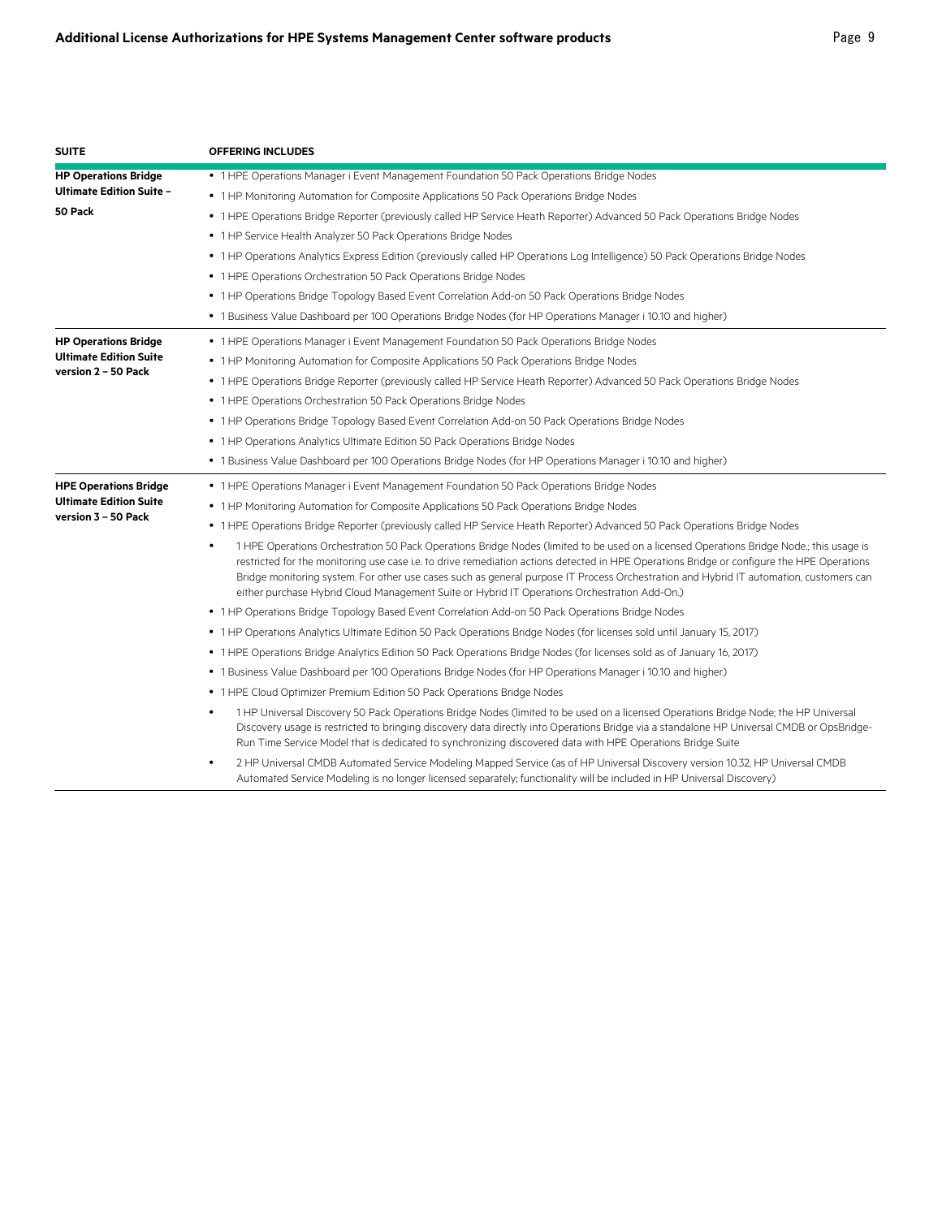| SUITE | OFFERING INCLUDES |
|---|---|
| **HP Operations Bridge Ultimate Edition Suite – 50 Pack** | • 1 HPE Operations Manager i Event Management Foundation 50 Pack Operations Bridge Nodes<br>• 1 HP Monitoring Automation for Composite Applications 50 Pack Operations Bridge Nodes<br>• 1 HPE Operations Bridge Reporter (previously called HP Service Heath Reporter) Advanced 50 Pack Operations Bridge Nodes<br>• 1 HP Service Health Analyzer 50 Pack Operations Bridge Nodes<br>• 1 HP Operations Analytics Express Edition (previously called HP Operations Log Intelligence) 50 Pack Operations Bridge Nodes<br>• 1 HPE Operations Orchestration 50 Pack Operations Bridge Nodes<br>• 1 HP Operations Bridge Topology Based Event Correlation Add-on 50 Pack Operations Bridge Nodes<br>• 1 Business Value Dashboard per 100 Operations Bridge Nodes (for HP Operations Manager i 10.10 and higher) |
| **HP Operations Bridge Ultimate Edition Suite version 2 – 50 Pack** | • 1 HPE Operations Manager i Event Management Foundation 50 Pack Operations Bridge Nodes<br>• 1 HP Monitoring Automation for Composite Applications 50 Pack Operations Bridge Nodes<br>• 1 HPE Operations Bridge Reporter (previously called HP Service Heath Reporter) Advanced 50 Pack Operations Bridge Nodes<br>• 1 HPE Operations Orchestration 50 Pack Operations Bridge Nodes<br>• 1 HP Operations Bridge Topology Based Event Correlation Add-on 50 Pack Operations Bridge Nodes<br>• 1 HP Operations Analytics Ultimate Edition 50 Pack Operations Bridge Nodes<br>• 1 Business Value Dashboard per 100 Operations Bridge Nodes (for HP Operations Manager i 10.10 and higher) |
| **HPE Operations Bridge Ultimate Edition Suite version 3 – 50 Pack** | • 1 HPE Operations Manager i Event Management Foundation 50 Pack Operations Bridge Nodes<br>• 1 HP Monitoring Automation for Composite Applications 50 Pack Operations Bridge Nodes<br>• 1 HPE Operations Bridge Reporter (previously called HP Service Heath Reporter) Advanced 50 Pack Operations Bridge Nodes<br>• 1 HPE Operations Orchestration 50 Pack Operations Bridge Nodes (limited to be used on a licensed Operations Bridge Node.; this usage is restricted for the monitoring use case i.e. to drive remediation actions detected in HPE Operations Bridge or configure the HPE Operations Bridge monitoring system. For other use cases such as general purpose IT Process Orchestration and Hybrid IT automation, customers can either purchase Hybrid Cloud Management Suite or Hybrid IT Operations Orchestration Add-On.)<br>• 1 HP Operations Bridge Topology Based Event Correlation Add-on 50 Pack Operations Bridge Nodes<br>• 1 HP Operations Analytics Ultimate Edition 50 Pack Operations Bridge Nodes (for licenses sold until January 15, 2017)<br>• 1 HPE Operations Bridge Analytics Edition 50 Pack Operations Bridge Nodes (for licenses sold as of January 16, 2017)<br>• 1 Business Value Dashboard per 100 Operations Bridge Nodes (for HP Operations Manager i 10.10 and higher)<br>• 1 HPE Cloud Optimizer Premium Edition 50 Pack Operations Bridge Nodes<br>• 1 HP Universal Discovery 50 Pack Operations Bridge Nodes (limited to be used on a licensed Operations Bridge Node; the HP Universal Discovery usage is restricted to bringing discovery data directly into Operations Bridge via a standalone HP Universal CMDB or OpsBridge-Run Time Service Model that is dedicated to synchronizing discovered data with HPE Operations Bridge Suite<br>• 2 HP Universal CMDB Automated Service Modeling Mapped Service (as of HP Universal Discovery version 10.32, HP Universal CMDB Automated Service Modeling is no longer licensed separately; functionality will be included in HP Universal Discovery) |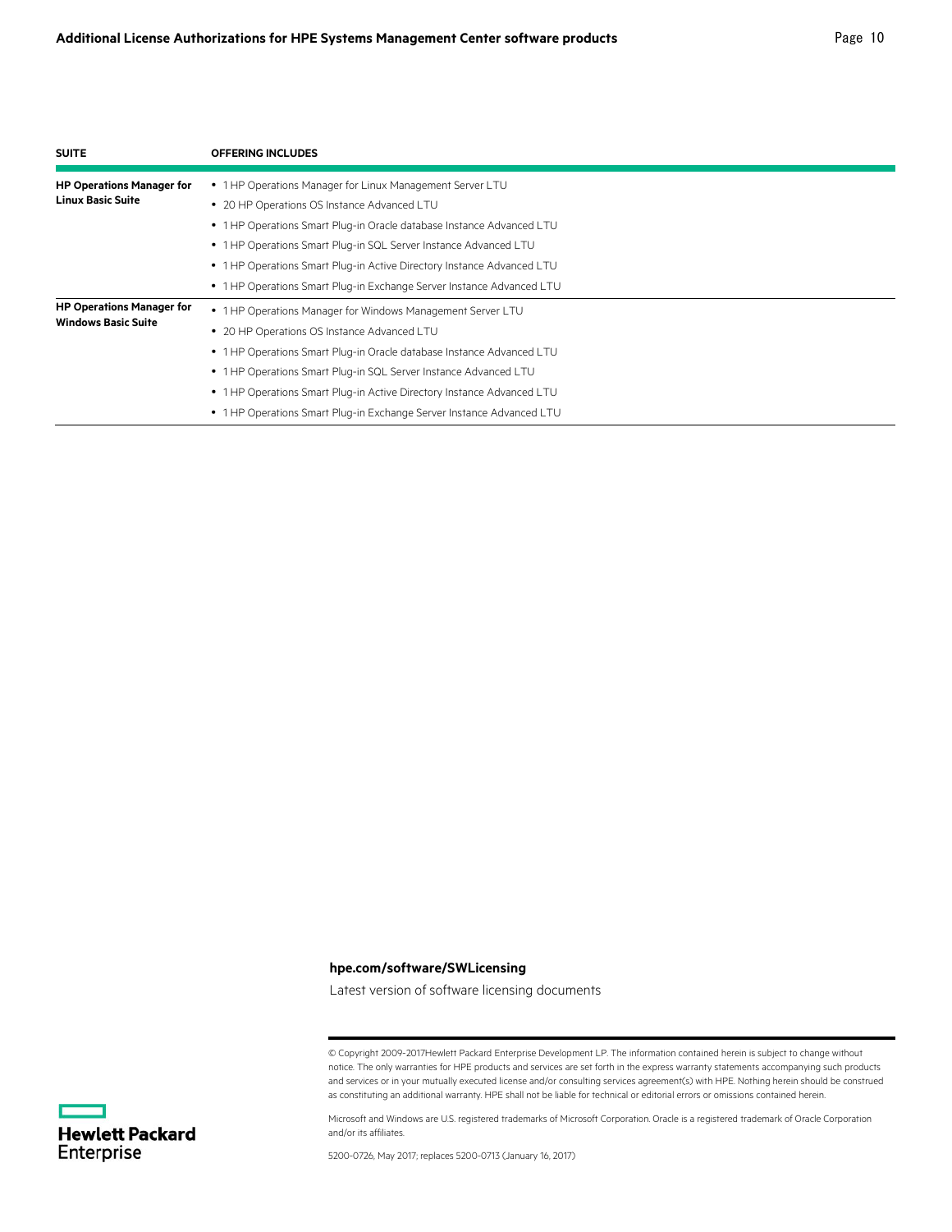| SUITE | OFFERING INCLUDES |
|---|---|
| **HP Operations Manager for Linux Basic Suite** | • 1 HP Operations Manager for Linux Management Server LTU<br>• 20 HP Operations OS Instance Advanced LTU<br>• 1 HP Operations Smart Plug-in Oracle database Instance Advanced LTU<br>• 1 HP Operations Smart Plug-in SQL Server Instance Advanced LTU<br>• 1 HP Operations Smart Plug-in Active Directory Instance Advanced LTU<br>• 1 HP Operations Smart Plug-in Exchange Server Instance Advanced LTU |
| **HP Operations Manager for Windows Basic Suite** | • 1 HP Operations Manager for Windows Management Server LTU<br>• 20 HP Operations OS Instance Advanced LTU<br>• 1 HP Operations Smart Plug-in Oracle database Instance Advanced LTU<br>• 1 HP Operations Smart Plug-in SQL Server Instance Advanced LTU<br>• 1 HP Operations Smart Plug-in Active Directory Instance Advanced LTU<br>• 1 HP Operations Smart Plug-in Exchange Server Instance Advanced LTU |

**hpe.com/software/SWLicensing**

Latest version of software licensing documents

© Copyright 2009-2017Hewlett Packard Enterprise Development LP. The information contained herein is subject to change without notice. The only warranties for HPE products and services are set forth in the express warranty statements accompanying such products and services or in your mutually executed license and/or consulting services agreement(s) with HPE. Nothing herein should be construed as constituting an additional warranty. HPE shall not be liable for technical or editorial errors or omissions contained herein.

Microsoft and Windows are U.S. registered trademarks of Microsoft Corporation. Oracle is a registered trademark of Oracle Corporation and/or its affiliates.

5200-0726, May 2017; replaces 5200-0713 (January 16, 2017)

Hewlett Packard Enterprise